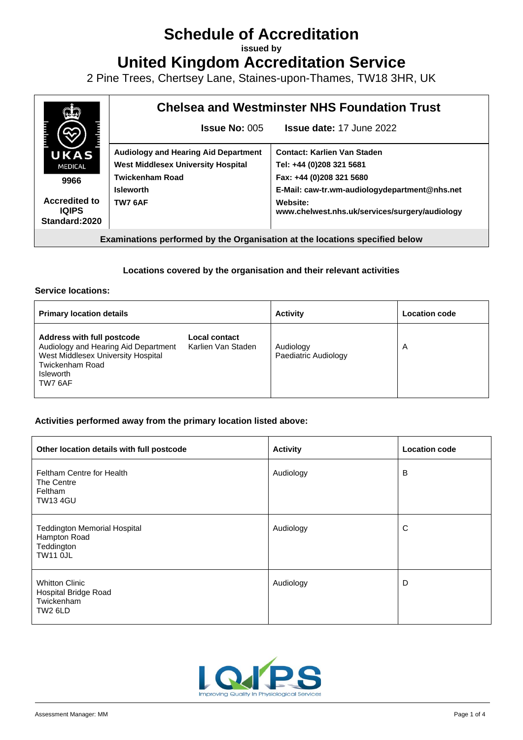# Schedule of Accreditation

issued by

# United Kingdom Accreditation Service

2 Pine Trees, Chertsey Lane, Staines-upon-Thames, TW18 3HR, UK

| UKAS MEDICAL 9966 Accredited to IQIPS Standard:2020 | **Chelsea and Westminster NHS Foundation Trust** | |
|---|---|---|
| | **Issue No:** 005 | **Issue date:** 17 June 2022 |
| | **Audiology and Hearing Aid Department**<br>**West Middlesex University Hospital**<br>**Twickenham Road**<br>**Isleworth**<br>**TW7 6AF** | **Contact: Karlien Van Staden**<br>**Tel: +44 (0)208 321 5681**<br>**Fax: +44 (0)208 321 5680**<br>**E-Mail: caw-tr.wm-audiologydepartment@nhs.net**<br>**Website: www.chelwest.nhs.uk/services/surgery/audiology** |

**Examinations performed by the Organisation at the locations specified below**

**Locations covered by the organisation and their relevant activities**

**Service locations:**

| Primary location details | | Activity | Location code |
|---|---|---|---|
| **Address with full postcode**<br>Audiology and Hearing Aid Department<br>West Middlesex University Hospital<br>Twickenham Road<br>Isleworth<br>TW7 6AF | **Local contact**<br>Karlien Van Staden | Audiology<br>Paediatric Audiology | A |

**Activities performed away from the primary location listed above:**

| Other location details with full postcode | Activity | Location code |
|---|---|---|
| Feltham Centre for Health<br>The Centre<br>Feltham<br>TW13 4GU | Audiology | B |
| Teddington Memorial Hospital<br>Hampton Road<br>Teddington<br>TW11 0JL | Audiology | C |
| Whitton Clinic<br>Hospital Bridge Road<br>Twickenham<br>TW2 6LD | Audiology | D |

IQIPS Improving Quality In Physiological Services

Assessment Manager: MM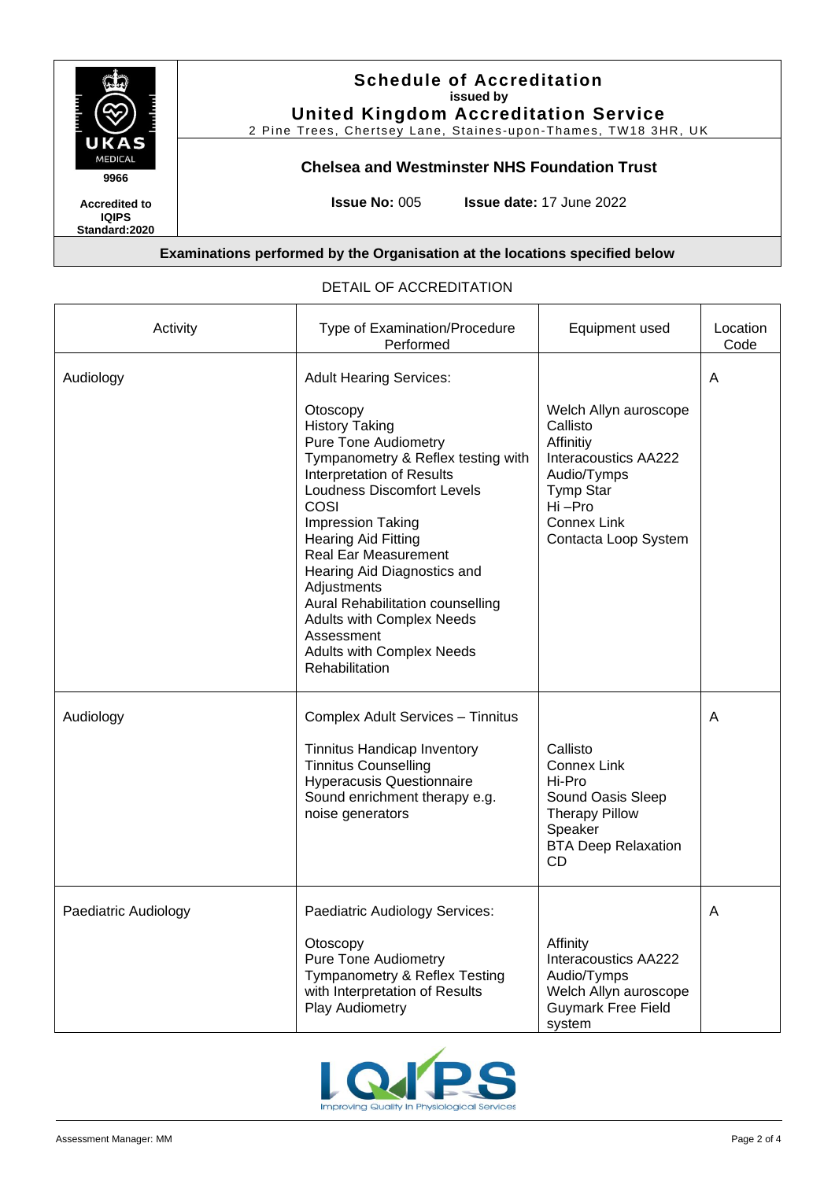# Schedule of Accreditation

**issued by**

## United Kingdom Accreditation Service

2 Pine Trees, Chertsey Lane, Staines-upon-Thames, TW18 3HR, UK

9966

**Accredited to IQIPS Standard:2020**

### Chelsea and Westminster NHS Foundation Trust

**Issue No:** 005 **Issue date:** 17 June 2022

**Examinations performed by the Organisation at the locations specified below**

DETAIL OF ACCREDITATION

| Activity | Type of Examination/Procedure Performed | Equipment used | Location Code |
|---|---|---|---|
| Audiology | Adult Hearing Services:<br><br>Otoscopy<br>History Taking<br>Pure Tone Audiometry<br>Tympanometry & Reflex testing with Interpretation of Results<br>Loudness Discomfort Levels<br>COSI<br>Impression Taking<br>Hearing Aid Fitting<br>Real Ear Measurement<br>Hearing Aid Diagnostics and Adjustments<br>Aural Rehabilitation counselling<br>Adults with Complex Needs Assessment<br>Adults with Complex Needs Rehabilitation | Welch Allyn auroscope<br>Callisto<br>Affinitiy<br>Interacoustics AA222<br>Audio/Tymps<br>Tymp Star<br>Hi –Pro<br>Connex Link<br>Contacta Loop System | A |
| Audiology | Complex Adult Services – Tinnitus<br><br>Tinnitus Handicap Inventory<br>Tinnitus Counselling<br>Hyperacusis Questionnaire<br>Sound enrichment therapy e.g. noise generators | Callisto<br>Connex Link<br>Hi-Pro<br>Sound Oasis Sleep Therapy Pillow Speaker<br>BTA Deep Relaxation CD | A |
| Paediatric Audiology | Paediatric Audiology Services:<br><br>Otoscopy<br>Pure Tone Audiometry<br>Tympanometry & Reflex Testing with Interpretation of Results<br>Play Audiometry | Affinity<br>Interacoustics AA222<br>Audio/Tymps<br>Welch Allyn auroscope<br>Guymark Free Field system | A |

Assessment Manager: MM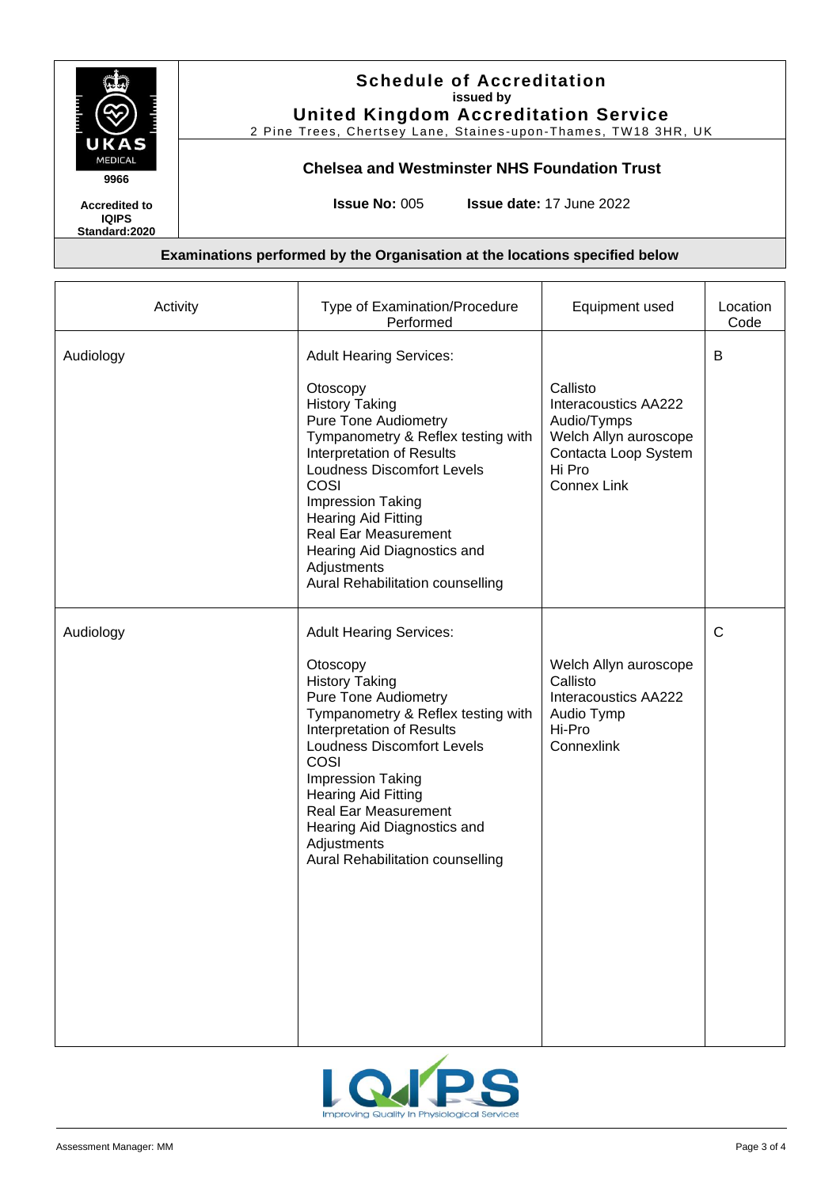# Schedule of Accreditation

issued by

**United Kingdom Accreditation Service**

2 Pine Trees, Chertsey Lane, Staines-upon-Thames, TW18 3HR, UK

UKAS MEDICAL 9966

Accredited to IQIPS Standard:2020

## Chelsea and Westminster NHS Foundation Trust

**Issue No:** 005 **Issue date:** 17 June 2022

**Examinations performed by the Organisation at the locations specified below**

| Activity | Type of Examination/Procedure Performed | Equipment used | Location Code |
|---|---|---|---|
| Audiology | Adult Hearing Services:<br><br>Otoscopy<br>History Taking<br>Pure Tone Audiometry<br>Tympanometry & Reflex testing with Interpretation of Results<br>Loudness Discomfort Levels<br>COSI<br>Impression Taking<br>Hearing Aid Fitting<br>Real Ear Measurement<br>Hearing Aid Diagnostics and Adjustments<br>Aural Rehabilitation counselling | Callisto<br>Interacoustics AA222 Audio/Tymps<br>Welch Allyn auroscope<br>Contacta Loop System<br>Hi Pro<br>Connex Link | B |
| Audiology | Adult Hearing Services:<br><br>Otoscopy<br>History Taking<br>Pure Tone Audiometry<br>Tympanometry & Reflex testing with Interpretation of Results<br>Loudness Discomfort Levels<br>COSI<br>Impression Taking<br>Hearing Aid Fitting<br>Real Ear Measurement<br>Hearing Aid Diagnostics and Adjustments<br>Aural Rehabilitation counselling | Welch Allyn auroscope<br>Callisto<br>Interacoustics AA222 Audio Tymp<br>Hi-Pro<br>Connexlink | C |

IQIPS Improving Quality In Physiological Services

Assessment Manager: MM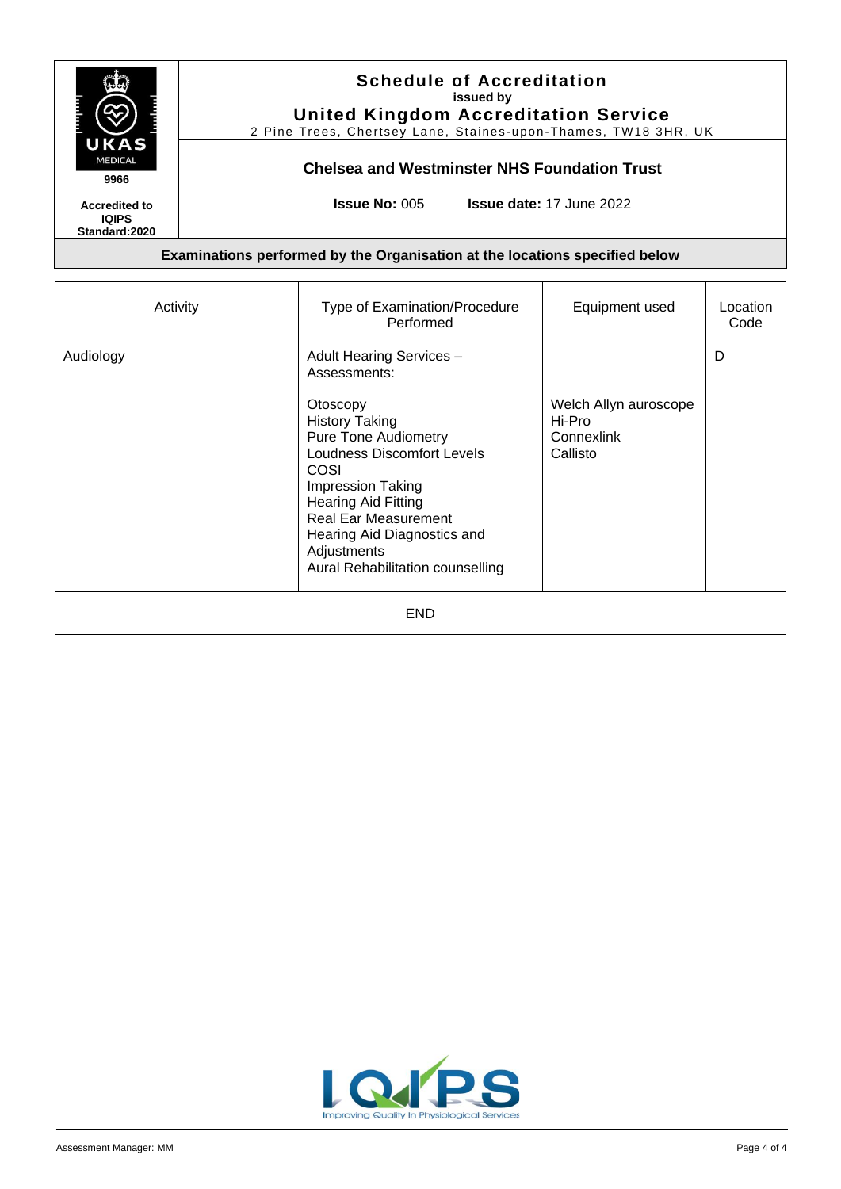# Schedule of Accreditation

**issued by**

## United Kingdom Accreditation Service

2 Pine Trees, Chertsey Lane, Staines-upon-Thames, TW18 3HR, UK

UKAS MEDICAL

9966

**Accredited to IQIPS Standard:2020**

### Chelsea and Westminster NHS Foundation Trust

**Issue No:** 005 **Issue date:** 17 June 2022

**Examinations performed by the Organisation at the locations specified below**

| Activity | Type of Examination/Procedure Performed | Equipment used | Location Code |
|---|---|---|---|
| Audiology | Adult Hearing Services – Assessments:<br><br>Otoscopy<br>History Taking<br>Pure Tone Audiometry<br>Loudness Discomfort Levels<br>COSI<br>Impression Taking<br>Hearing Aid Fitting<br>Real Ear Measurement<br>Hearing Aid Diagnostics and Adjustments<br>Aural Rehabilitation counselling | Welch Allyn auroscope<br>Hi-Pro<br>Connexlink<br>Callisto | D |

END

IQIPS Improving Quality In Physiological Services

Assessment Manager: MM